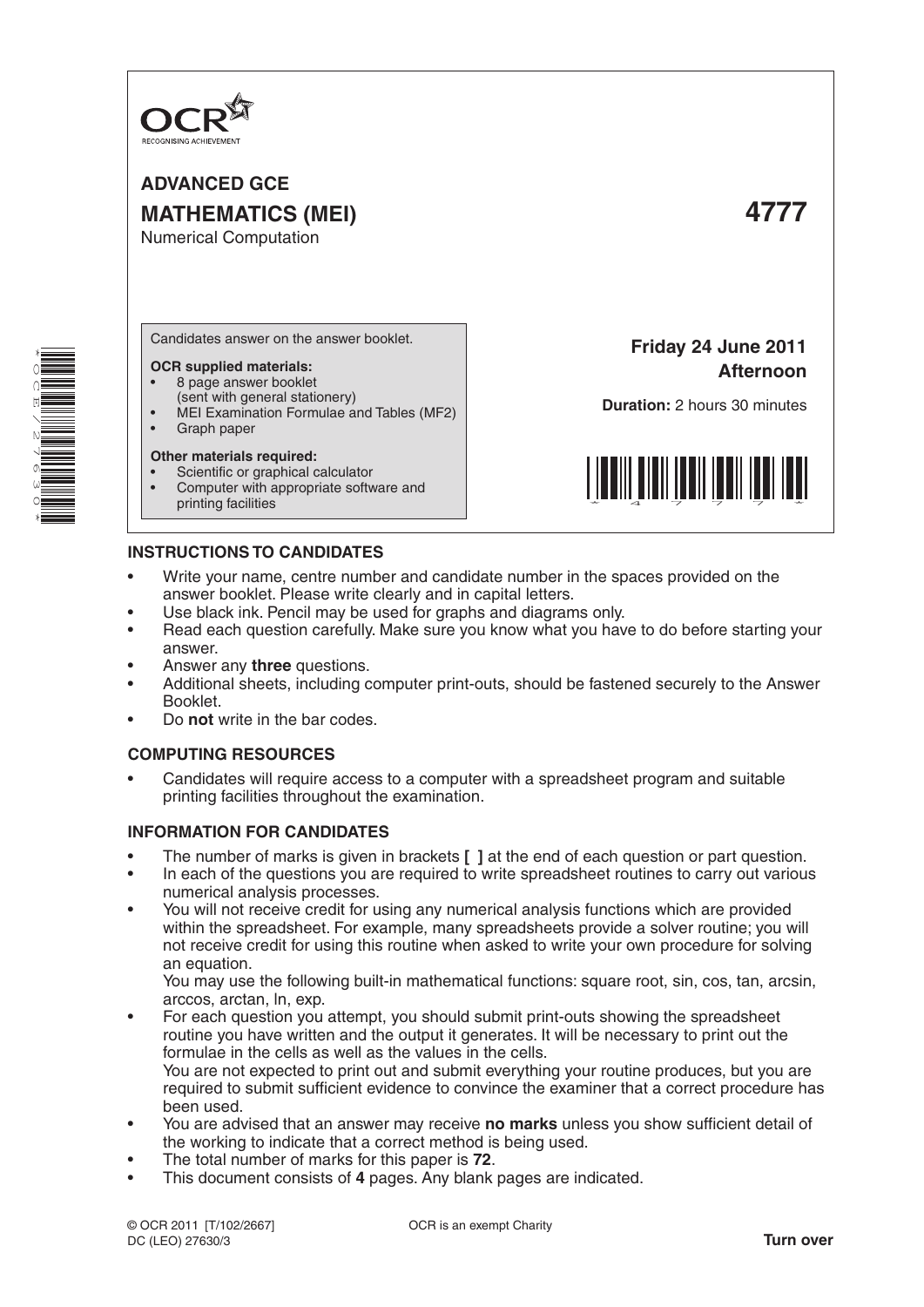OCR
RECOGNISING ACHIEVEMENT

# ADVANCED GCE

## MATHEMATICS (MEI) — 4777

Numerical Computation

Candidates answer on the answer booklet.

**OCR supplied materials:**

- 8 page answer booklet (sent with general stationery)
- MEI Examination Formulae and Tables (MF2)
- Graph paper

**Other materials required:**

- Scientific or graphical calculator
- Computer with appropriate software and printing facilities

**Friday 24 June 2011**
**Afternoon**

**Duration:** 2 hours 30 minutes

### INSTRUCTIONS TO CANDIDATES

- Write your name, centre number and candidate number in the spaces provided on the answer booklet. Please write clearly and in capital letters.
- Use black ink. Pencil may be used for graphs and diagrams only.
- Read each question carefully. Make sure you know what you have to do before starting your answer.
- Answer any **three** questions.
- Additional sheets, including computer print-outs, should be fastened securely to the Answer Booklet.
- Do **not** write in the bar codes.

### COMPUTING RESOURCES

- Candidates will require access to a computer with a spreadsheet program and suitable printing facilities throughout the examination.

### INFORMATION FOR CANDIDATES

- The number of marks is given in brackets **[ ]** at the end of each question or part question.
- In each of the questions you are required to write spreadsheet routines to carry out various numerical analysis processes.
- You will not receive credit for using any numerical analysis functions which are provided within the spreadsheet. For example, many spreadsheets provide a solver routine; you will not receive credit for using this routine when asked to write your own procedure for solving an equation.
  You may use the following built-in mathematical functions: square root, sin, cos, tan, arcsin, arccos, arctan, ln, exp.
- For each question you attempt, you should submit print-outs showing the spreadsheet routine you have written and the output it generates. It will be necessary to print out the formulae in the cells as well as the values in the cells.
  You are not expected to print out and submit everything your routine produces, but you are required to submit sufficient evidence to convince the examiner that a correct procedure has been used.
- You are advised that an answer may receive **no marks** unless you show sufficient detail of the working to indicate that a correct method is being used.
- The total number of marks for this paper is **72**.
- This document consists of **4** pages. Any blank pages are indicated.

© OCR 2011 [T/102/2667]
DC (LEO) 27630/3

OCR is an exempt Charity

**Turn over**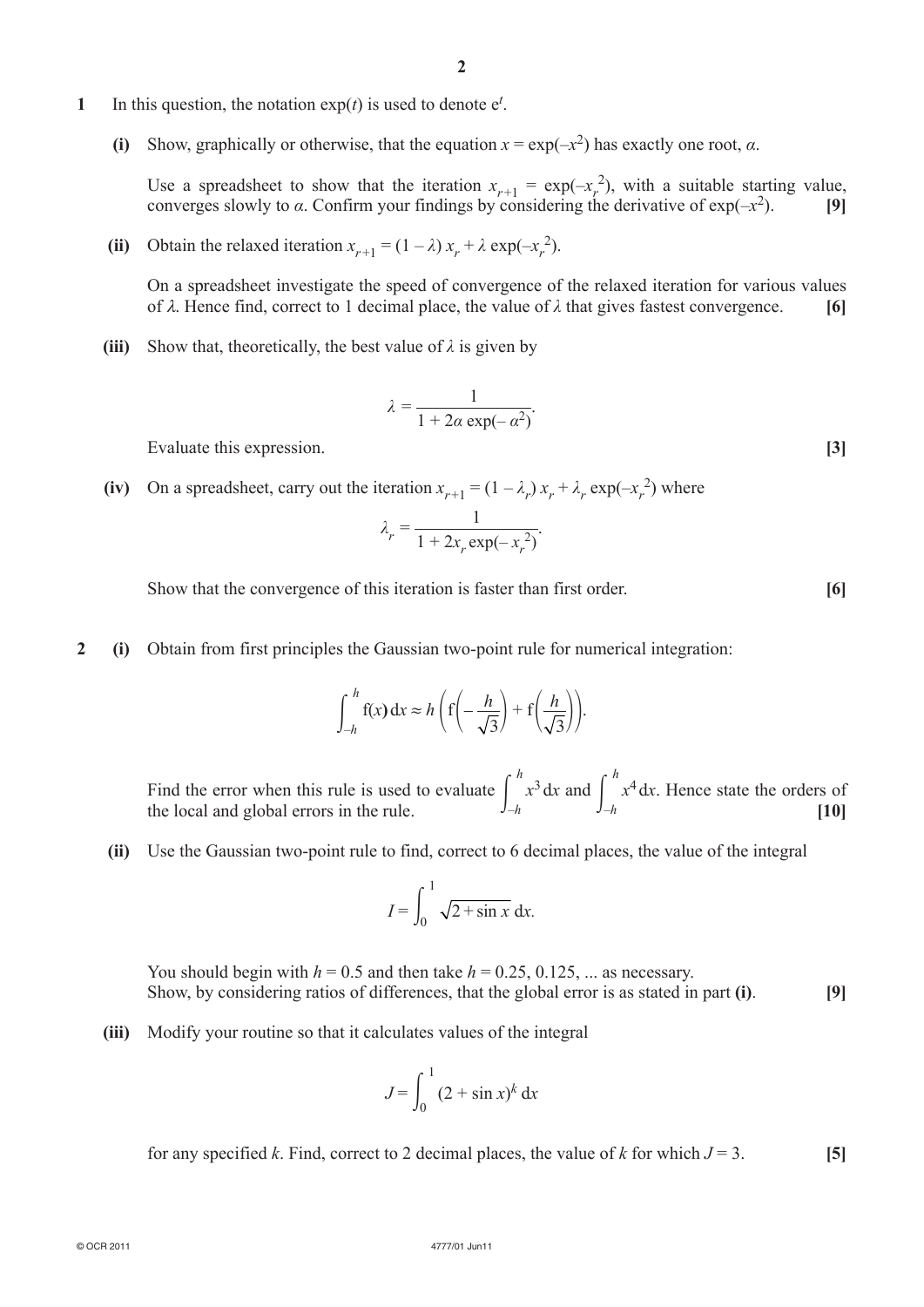**1** In this question, the notation $\exp(t)$ is used to denote $e^t$.

**(i)** Show, graphically or otherwise, that the equation $x = \exp(-x^2)$ has exactly one root, $\alpha$.

Use a spreadsheet to show that the iteration $x_{r+1} = \exp(-x_r^2)$, with a suitable starting value, converges slowly to $\alpha$. Confirm your findings by considering the derivative of $\exp(-x^2)$. **[9]**

**(ii)** Obtain the relaxed iteration $x_{r+1} = (1 - \lambda)\, x_r + \lambda \exp(-x_r^2)$.

On a spreadsheet investigate the speed of convergence of the relaxed iteration for various values of $\lambda$. Hence find, correct to 1 decimal place, the value of $\lambda$ that gives fastest convergence. **[6]**

**(iii)** Show that, theoretically, the best value of $\lambda$ is given by

$$\lambda = \frac{1}{1 + 2\alpha \exp(-\alpha^2)}.$$

Evaluate this expression. **[3]**

**(iv)** On a spreadsheet, carry out the iteration $x_{r+1} = (1 - \lambda_r)\, x_r + \lambda_r \exp(-x_r^2)$ where

$$\lambda_r = \frac{1}{1 + 2x_r \exp(-x_r^2)}.$$

Show that the convergence of this iteration is faster than first order. **[6]**

**2** **(i)** Obtain from first principles the Gaussian two-point rule for numerical integration:

$$\int_{-h}^{h} f(x)\,dx \approx h\left(f\left(-\frac{h}{\sqrt{3}}\right) + f\left(\frac{h}{\sqrt{3}}\right)\right).$$

Find the error when this rule is used to evaluate $\int_{-h}^{h} x^3\,dx$ and $\int_{-h}^{h} x^4\,dx$. Hence state the orders of the local and global errors in the rule. **[10]**

**(ii)** Use the Gaussian two-point rule to find, correct to 6 decimal places, the value of the integral

$$I = \int_0^1 \sqrt{2 + \sin x}\,dx.$$

You should begin with $h = 0.5$ and then take $h = 0.25$, $0.125$, ... as necessary.
Show, by considering ratios of differences, that the global error is as stated in part **(i)**. **[9]**

**(iii)** Modify your routine so that it calculates values of the integral

$$J = \int_0^1 (2 + \sin x)^k\,dx$$

for any specified $k$. Find, correct to 2 decimal places, the value of $k$ for which $J = 3$. **[5]**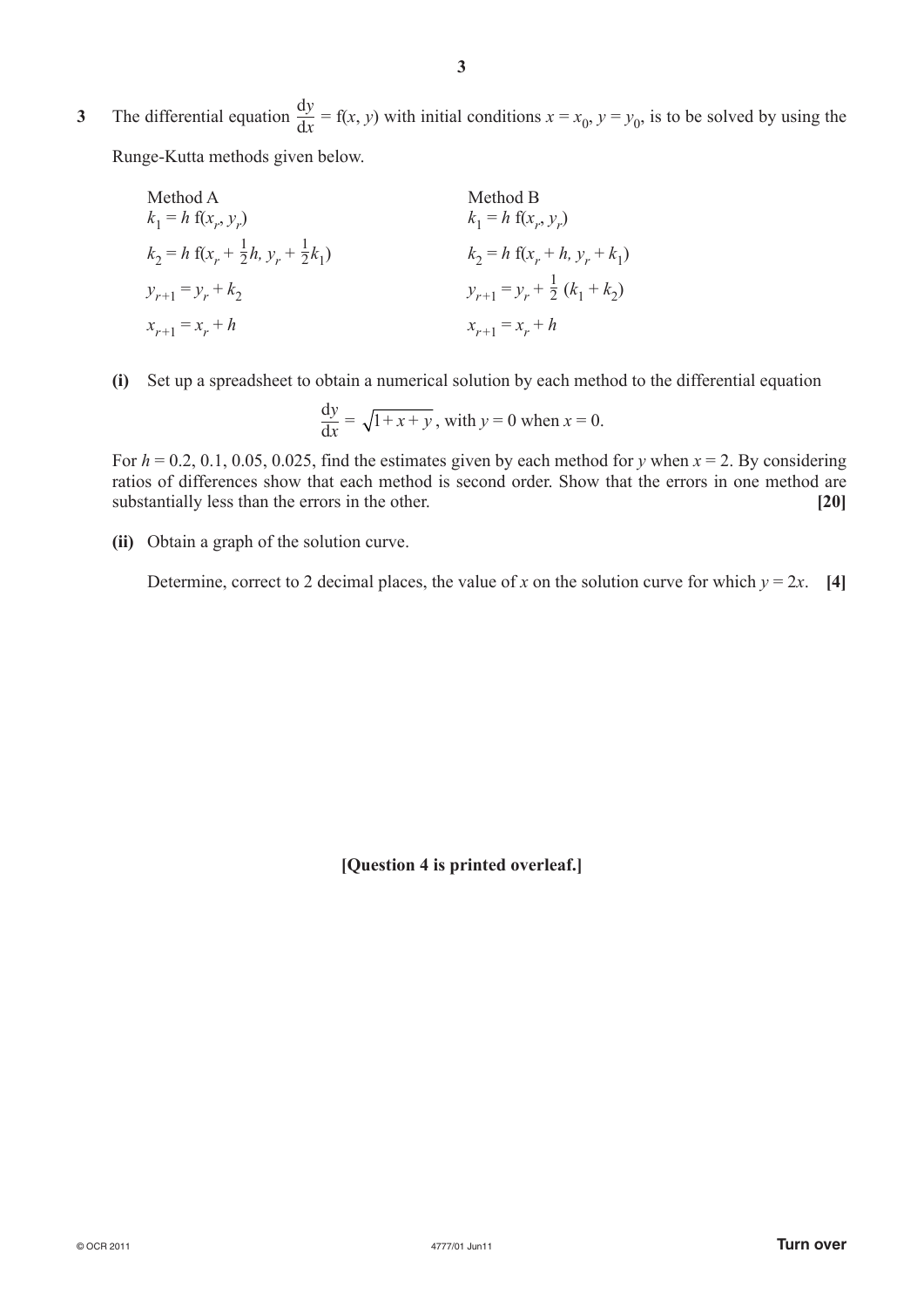**3** The differential equation $\frac{dy}{dx} = f(x, y)$ with initial conditions $x = x_0$, $y = y_0$, is to be solved by using the Runge-Kutta methods given below.

| Method A | Method B |
| --- | --- |
| $k_1 = h\,f(x_r, y_r)$ | $k_1 = h\,f(x_r, y_r)$ |
| $k_2 = h\,f(x_r + \frac{1}{2}h, y_r + \frac{1}{2}k_1)$ | $k_2 = h\,f(x_r + h, y_r + k_1)$ |
| $y_{r+1} = y_r + k_2$ | $y_{r+1} = y_r + \frac{1}{2}(k_1 + k_2)$ |
| $x_{r+1} = x_r + h$ | $x_{r+1} = x_r + h$ |

**(i)** Set up a spreadsheet to obtain a numerical solution by each method to the differential equation

$$\frac{dy}{dx} = \sqrt{1 + x + y}, \text{ with } y = 0 \text{ when } x = 0.$$

For $h = 0.2, 0.1, 0.05, 0.025$, find the estimates given by each method for $y$ when $x = 2$. By considering ratios of differences show that each method is second order. Show that the errors in one method are substantially less than the errors in the other. **[20]**

**(ii)** Obtain a graph of the solution curve.

Determine, correct to 2 decimal places, the value of $x$ on the solution curve for which $y = 2x$. **[4]**

**[Question 4 is printed overleaf.]**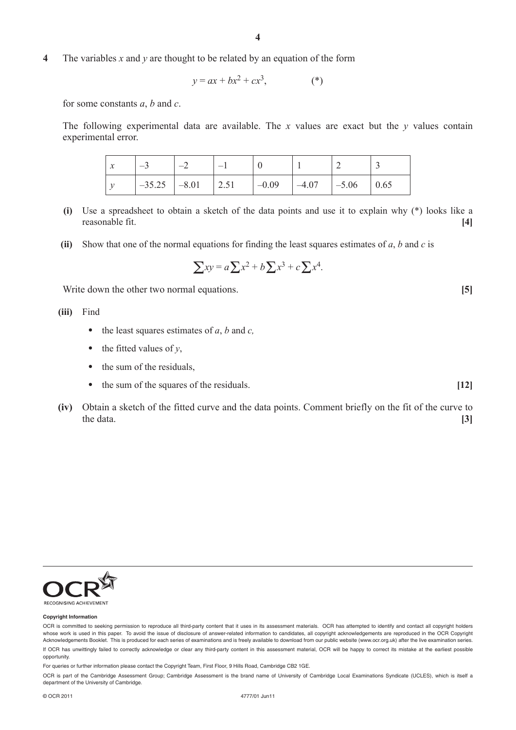**4** The variables $x$ and $y$ are thought to be related by an equation of the form

$$y = ax + bx^2 + cx^3, \qquad (*)$$

for some constants $a$, $b$ and $c$.

The following experimental data are available. The $x$ values are exact but the $y$ values contain experimental error.

| | | | | | | | |
|---|---|---|---|---|---|---|---|
| $x$ | $-3$ | $-2$ | $-1$ | $0$ | $1$ | $2$ | $3$ |
| $y$ | $-35.25$ | $-8.01$ | $2.51$ | $-0.09$ | $-4.07$ | $-5.06$ | $0.65$ |

**(i)** Use a spreadsheet to obtain a sketch of the data points and use it to explain why (*) looks like a reasonable fit. **[4]**

**(ii)** Show that one of the normal equations for finding the least squares estimates of $a$, $b$ and $c$ is

$$\sum xy = a\sum x^2 + b\sum x^3 + c\sum x^4.$$

Write down the other two normal equations. **[5]**

**(iii)** Find

- the least squares estimates of $a$, $b$ and $c$,
- the fitted values of $y$,
- the sum of the residuals,
- the sum of the squares of the residuals. **[12]**

**(iv)** Obtain a sketch of the fitted curve and the data points. Comment briefly on the fit of the curve to the data. **[3]**

**Copyright Information**

OCR is committed to seeking permission to reproduce all third-party content that it uses in its assessment materials. OCR has attempted to identify and contact all copyright holders whose work is used in this paper. To avoid the issue of disclosure of answer-related information to candidates, all copyright acknowledgements are reproduced in the OCR Copyright Acknowledgements Booklet. This is produced for each series of examinations and is freely available to download from our public website (www.ocr.org.uk) after the live examination series.

If OCR has unwittingly failed to correctly acknowledge or clear any third-party content in this assessment material, OCR will be happy to correct its mistake at the earliest possible opportunity.

For queries or further information please contact the Copyright Team, First Floor, 9 Hills Road, Cambridge CB2 1GE.

OCR is part of the Cambridge Assessment Group; Cambridge Assessment is the brand name of University of Cambridge Local Examinations Syndicate (UCLES), which is itself a department of the University of Cambridge.

© OCR 2011 4777/01 Jun11